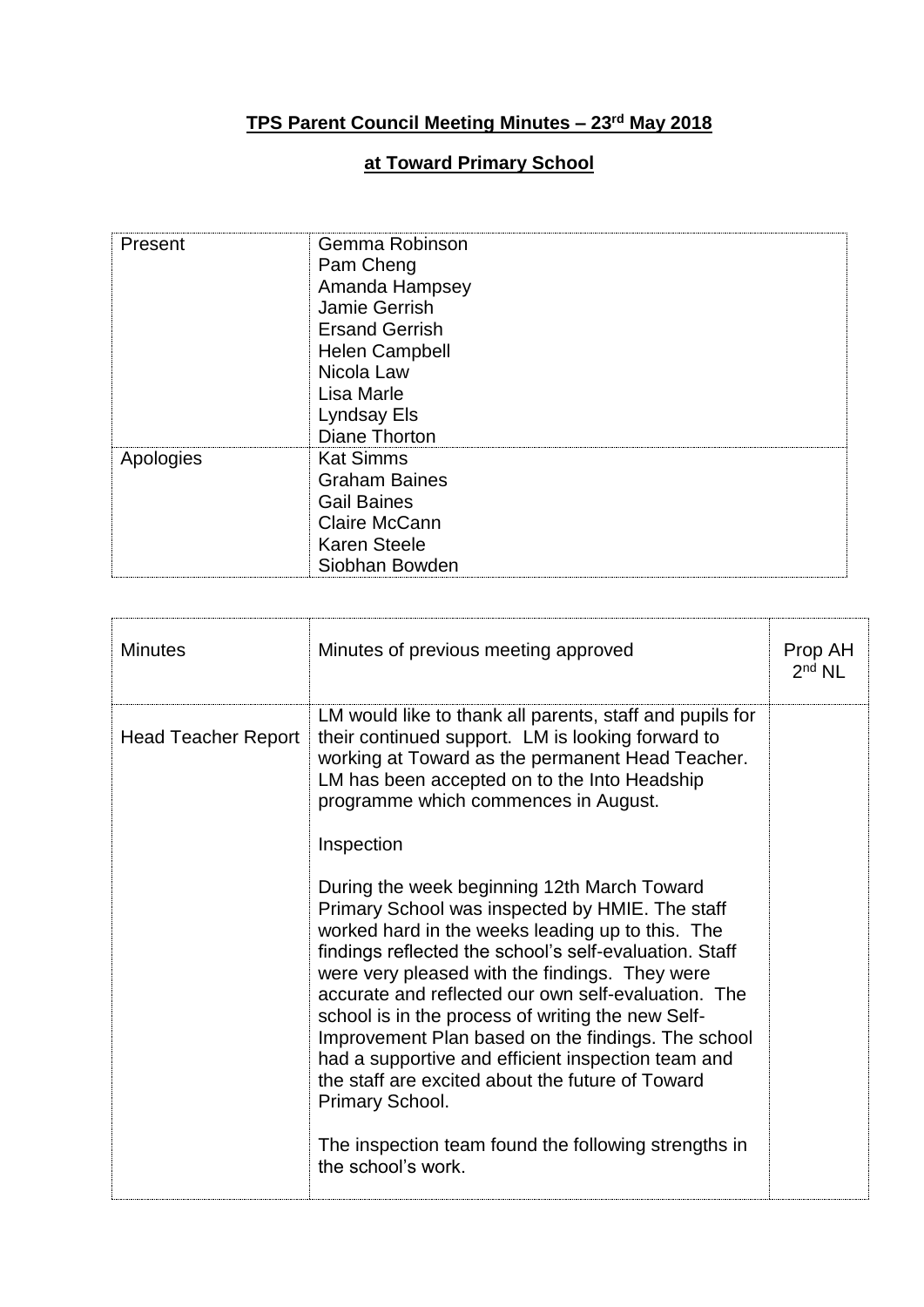# TPS Parent Council Meeting Minutes – 23rd May 2018

## at Toward Primary School

| | |
|---|---|
| Present | Gemma Robinson<br>Pam Cheng<br>Amanda Hampsey<br>Jamie Gerrish<br>Ersand Gerrish<br>Helen Campbell<br>Nicola Law<br>Lisa Marle<br>Lyndsay Els<br>Diane Thorton |
| Apologies | Kat Simms<br>Graham Baines<br>Gail Baines<br>Claire McCann<br>Karen Steele<br>Siobhan Bowden |

| | | |
|---|---|---|
| Minutes | Minutes of previous meeting approved | Prop AH<br>2nd NL |
| Head Teacher Report | LM would like to thank all parents, staff and pupils for their continued support. LM is looking forward to working at Toward as the permanent Head Teacher. LM has been accepted on to the Into Headship programme which commences in August.<br><br>Inspection<br><br>During the week beginning 12th March Toward Primary School was inspected by HMIE. The staff worked hard in the weeks leading up to this. The findings reflected the school's self-evaluation. Staff were very pleased with the findings. They were accurate and reflected our own self-evaluation. The school is in the process of writing the new Self-Improvement Plan based on the findings. The school had a supportive and efficient inspection team and the staff are excited about the future of Toward Primary School.<br><br>The inspection team found the following strengths in the school's work. | |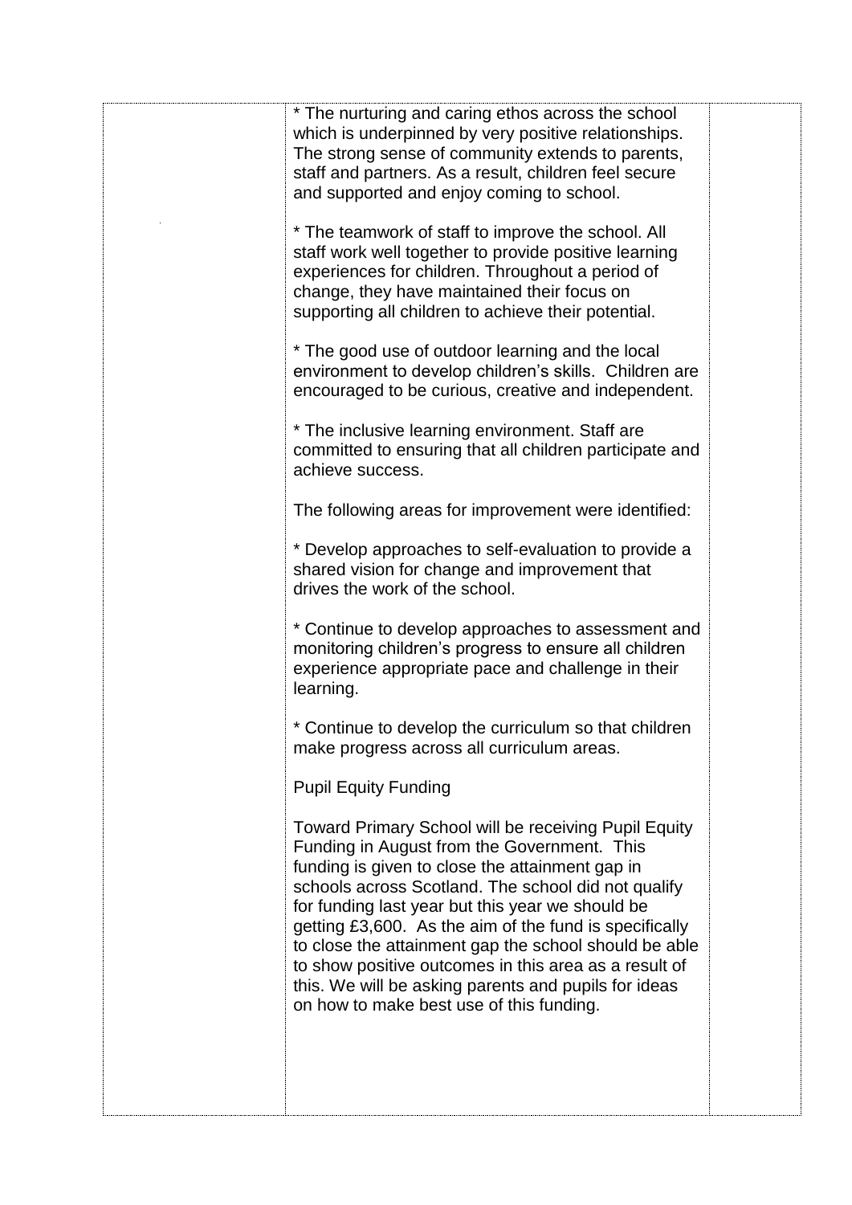| | | |
|---|---|---|
| | * The nurturing and caring ethos across the school which is underpinned by very positive relationships. The strong sense of community extends to parents, staff and partners. As a result, children feel secure and supported and enjoy coming to school.<br><br>* The teamwork of staff to improve the school. All staff work well together to provide positive learning experiences for children. Throughout a period of change, they have maintained their focus on supporting all children to achieve their potential.<br><br>* The good use of outdoor learning and the local environment to develop children's skills. Children are encouraged to be curious, creative and independent.<br><br>* The inclusive learning environment. Staff are committed to ensuring that all children participate and achieve success.<br><br>The following areas for improvement were identified:<br><br>* Develop approaches to self-evaluation to provide a shared vision for change and improvement that drives the work of the school.<br><br>* Continue to develop approaches to assessment and monitoring children's progress to ensure all children experience appropriate pace and challenge in their learning.<br><br>* Continue to develop the curriculum so that children make progress across all curriculum areas.<br><br>Pupil Equity Funding<br><br>Toward Primary School will be receiving Pupil Equity Funding in August from the Government. This funding is given to close the attainment gap in schools across Scotland. The school did not qualify for funding last year but this year we should be getting £3,600. As the aim of the fund is specifically to close the attainment gap the school should be able to show positive outcomes in this area as a result of this. We will be asking parents and pupils for ideas on how to make best use of this funding. | |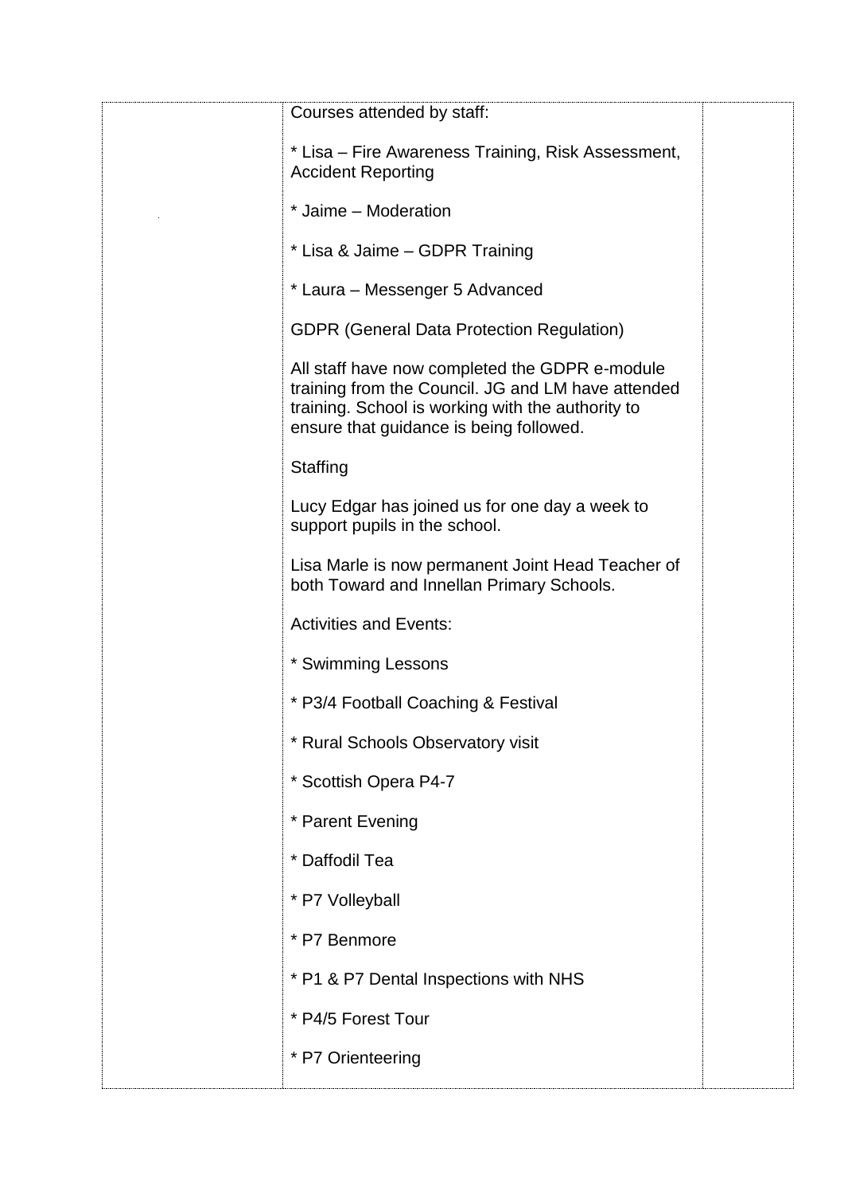| | | |
|---|---|---|
| | Courses attended by staff:<br><br>* Lisa – Fire Awareness Training, Risk Assessment, Accident Reporting<br><br>* Jaime – Moderation<br><br>* Lisa & Jaime – GDPR Training<br><br>* Laura – Messenger 5 Advanced<br><br>GDPR (General Data Protection Regulation)<br><br>All staff have now completed the GDPR e-module training from the Council. JG and LM have attended training. School is working with the authority to ensure that guidance is being followed.<br><br>Staffing<br><br>Lucy Edgar has joined us for one day a week to support pupils in the school.<br><br>Lisa Marle is now permanent Joint Head Teacher of both Toward and Innellan Primary Schools.<br><br>Activities and Events:<br><br>* Swimming Lessons<br><br>* P3/4 Football Coaching & Festival<br><br>* Rural Schools Observatory visit<br><br>* Scottish Opera P4-7<br><br>* Parent Evening<br><br>* Daffodil Tea<br><br>* P7 Volleyball<br><br>* P7 Benmore<br><br>* P1 & P7 Dental Inspections with NHS<br><br>* P4/5 Forest Tour<br><br>* P7 Orienteering | |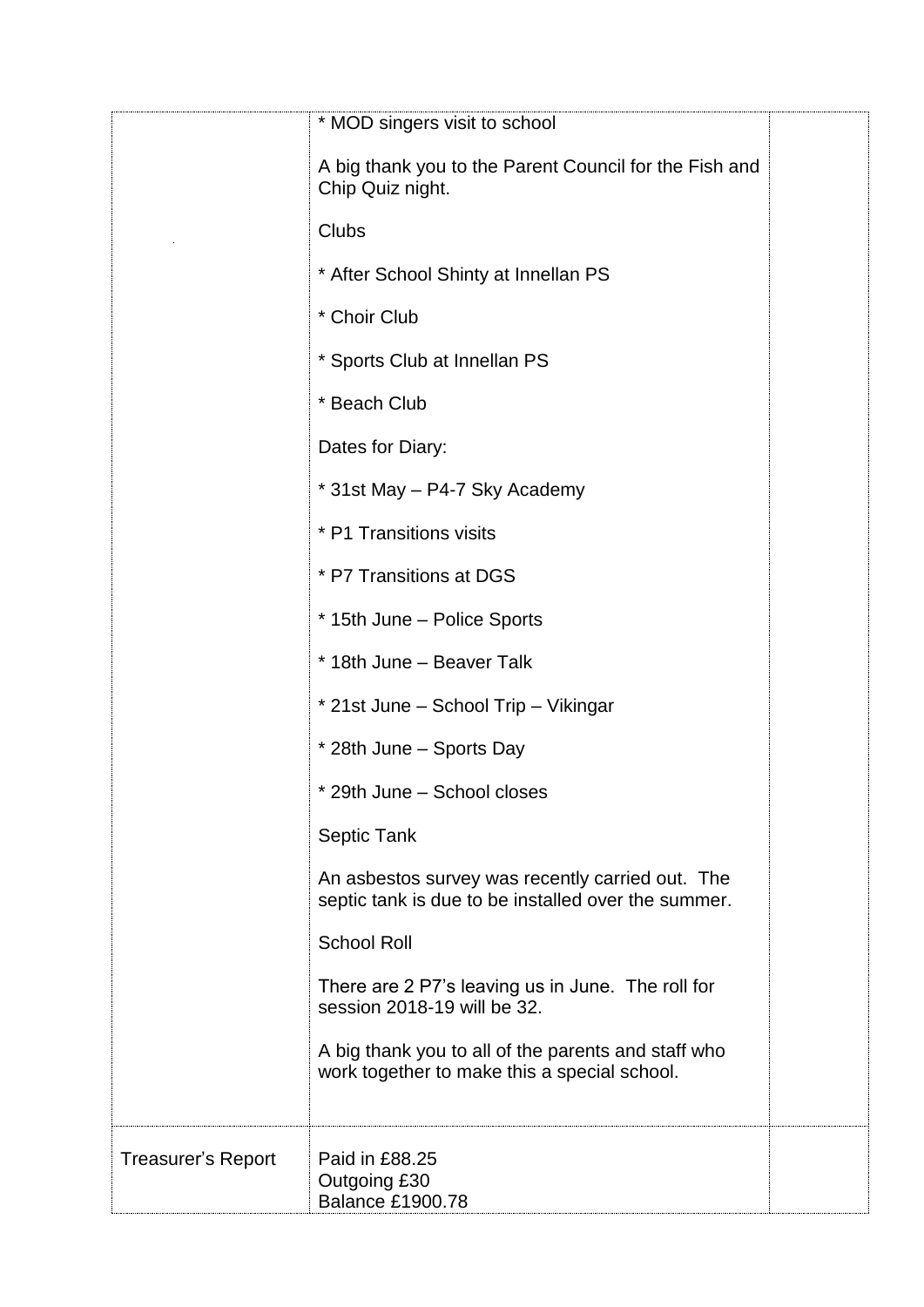| | | |
|---|---|---|
| | * MOD singers visit to school<br><br>A big thank you to the Parent Council for the Fish and Chip Quiz night.<br><br>Clubs<br><br>* After School Shinty at Innellan PS<br><br>* Choir Club<br><br>* Sports Club at Innellan PS<br><br>* Beach Club<br><br>Dates for Diary:<br><br>* 31st May – P4-7 Sky Academy<br><br>* P1 Transitions visits<br><br>* P7 Transitions at DGS<br><br>* 15th June – Police Sports<br><br>* 18th June – Beaver Talk<br><br>* 21st June – School Trip – Vikingar<br><br>* 28th June – Sports Day<br><br>* 29th June – School closes<br><br>Septic Tank<br><br>An asbestos survey was recently carried out. The septic tank is due to be installed over the summer.<br><br>School Roll<br><br>There are 2 P7's leaving us in June. The roll for session 2018-19 will be 32.<br><br>A big thank you to all of the parents and staff who work together to make this a special school. | |
| Treasurer's Report | Paid in £88.25<br>Outgoing £30<br>Balance £1900.78 | |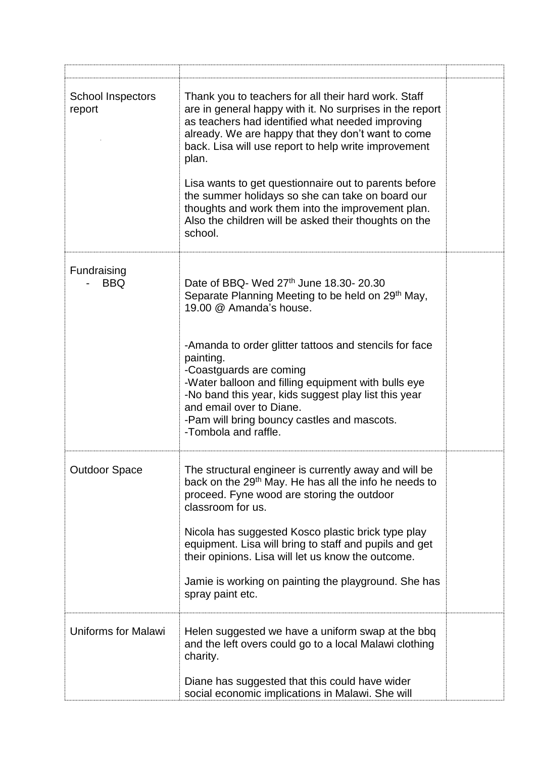| | | |
|---|---|---|
| School Inspectors report | Thank you to teachers for all their hard work. Staff are in general happy with it. No surprises in the report as teachers had identified what needed improving already. We are happy that they don't want to come back. Lisa will use report to help write improvement plan.<br><br>Lisa wants to get questionnaire out to parents before the summer holidays so she can take on board our thoughts and work them into the improvement plan. Also the children will be asked their thoughts on the school. | |
| Fundraising<br>- BBQ | Date of BBQ- Wed 27th June 18.30- 20.30<br>Separate Planning Meeting to be held on 29th May, 19.00 @ Amanda's house.<br><br>-Amanda to order glitter tattoos and stencils for face painting.<br>-Coastguards are coming<br>-Water balloon and filling equipment with bulls eye<br>-No band this year, kids suggest play list this year and email over to Diane.<br>-Pam will bring bouncy castles and mascots.<br>-Tombola and raffle. | |
| Outdoor Space | The structural engineer is currently away and will be back on the 29th May. He has all the info he needs to proceed. Fyne wood are storing the outdoor classroom for us.<br><br>Nicola has suggested Kosco plastic brick type play equipment. Lisa will bring to staff and pupils and get their opinions. Lisa will let us know the outcome.<br><br>Jamie is working on painting the playground. She has spray paint etc. | |
| Uniforms for Malawi | Helen suggested we have a uniform swap at the bbq and the left overs could go to a local Malawi clothing charity.<br><br>Diane has suggested that this could have wider social economic implications in Malawi. She will | |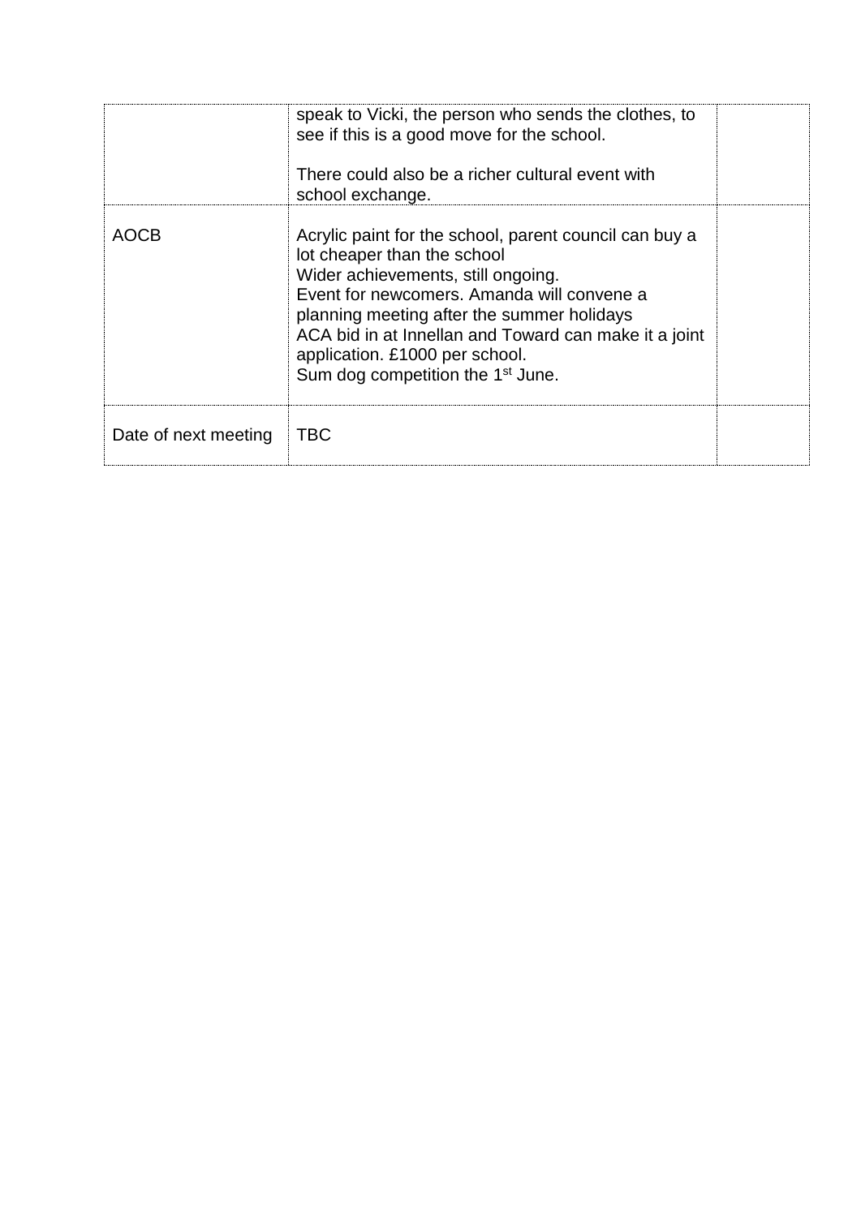| | | |
|---|---|---|
| | speak to Vicki, the person who sends the clothes, to see if this is a good move for the school.<br><br>There could also be a richer cultural event with school exchange. | |
| AOCB | Acrylic paint for the school, parent council can buy a lot cheaper than the school<br>Wider achievements, still ongoing.<br>Event for newcomers. Amanda will convene a planning meeting after the summer holidays<br>ACA bid in at Innellan and Toward can make it a joint application. £1000 per school.<br>Sum dog competition the 1st June. | |
| Date of next meeting | TBC | |